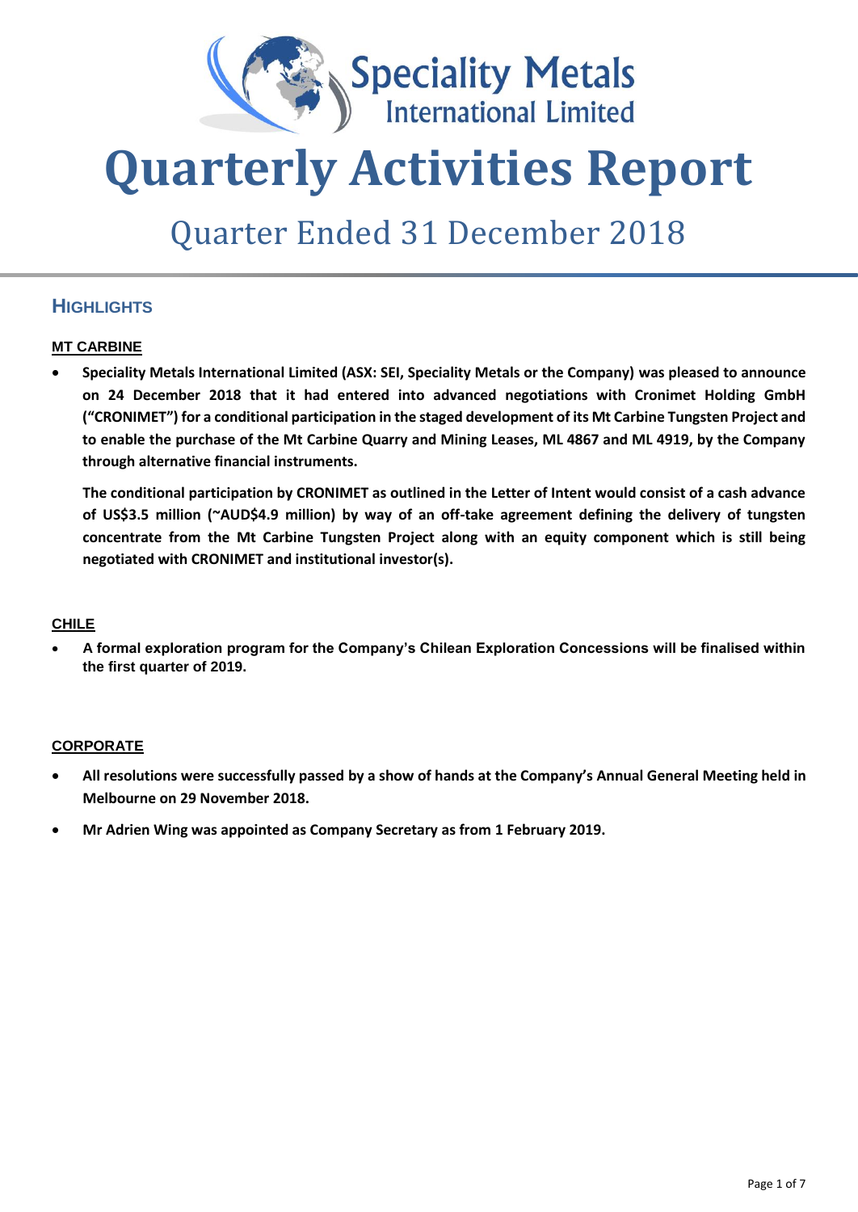Speciality Metals International Limited

# Quarterly Activities Report

## Quarter Ended 31 December 2018

## HIGHLIGHTS

### MT CARBINE

- **Speciality Metals International Limited (ASX: SEI, Speciality Metals or the Company) was pleased to announce on 24 December 2018 that it had entered into advanced negotiations with Cronimet Holding GmbH ("CRONIMET") for a conditional participation in the staged development of its Mt Carbine Tungsten Project and to enable the purchase of the Mt Carbine Quarry and Mining Leases, ML 4867 and ML 4919, by the Company through alternative financial instruments.**

  **The conditional participation by CRONIMET as outlined in the Letter of Intent would consist of a cash advance of US$3.5 million (~AUD$4.9 million) by way of an off-take agreement defining the delivery of tungsten concentrate from the Mt Carbine Tungsten Project along with an equity component which is still being negotiated with CRONIMET and institutional investor(s).**

### CHILE

- **A formal exploration program for the Company's Chilean Exploration Concessions will be finalised within the first quarter of 2019.**

### CORPORATE

- **All resolutions were successfully passed by a show of hands at the Company's Annual General Meeting held in Melbourne on 29 November 2018.**
- **Mr Adrien Wing was appointed as Company Secretary as from 1 February 2019.**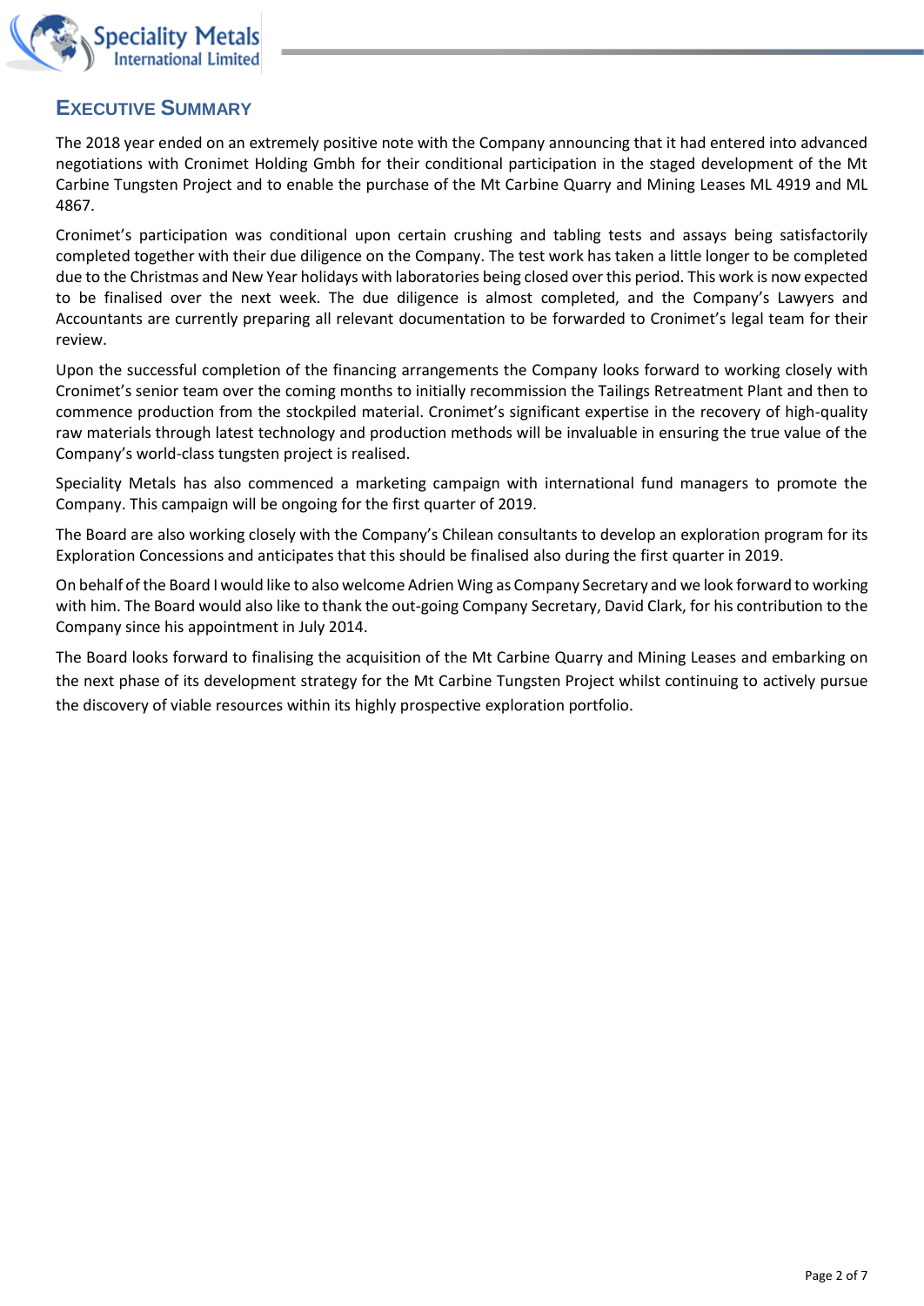## Executive Summary

The 2018 year ended on an extremely positive note with the Company announcing that it had entered into advanced negotiations with Cronimet Holding Gmbh for their conditional participation in the staged development of the Mt Carbine Tungsten Project and to enable the purchase of the Mt Carbine Quarry and Mining Leases ML 4919 and ML 4867.

Cronimet's participation was conditional upon certain crushing and tabling tests and assays being satisfactorily completed together with their due diligence on the Company. The test work has taken a little longer to be completed due to the Christmas and New Year holidays with laboratories being closed over this period. This work is now expected to be finalised over the next week. The due diligence is almost completed, and the Company's Lawyers and Accountants are currently preparing all relevant documentation to be forwarded to Cronimet's legal team for their review.

Upon the successful completion of the financing arrangements the Company looks forward to working closely with Cronimet's senior team over the coming months to initially recommission the Tailings Retreatment Plant and then to commence production from the stockpiled material. Cronimet's significant expertise in the recovery of high-quality raw materials through latest technology and production methods will be invaluable in ensuring the true value of the Company's world-class tungsten project is realised.

Speciality Metals has also commenced a marketing campaign with international fund managers to promote the Company. This campaign will be ongoing for the first quarter of 2019.

The Board are also working closely with the Company's Chilean consultants to develop an exploration program for its Exploration Concessions and anticipates that this should be finalised also during the first quarter in 2019.

On behalf of the Board I would like to also welcome Adrien Wing as Company Secretary and we look forward to working with him. The Board would also like to thank the out-going Company Secretary, David Clark, for his contribution to the Company since his appointment in July 2014.

The Board looks forward to finalising the acquisition of the Mt Carbine Quarry and Mining Leases and embarking on the next phase of its development strategy for the Mt Carbine Tungsten Project whilst continuing to actively pursue the discovery of viable resources within its highly prospective exploration portfolio.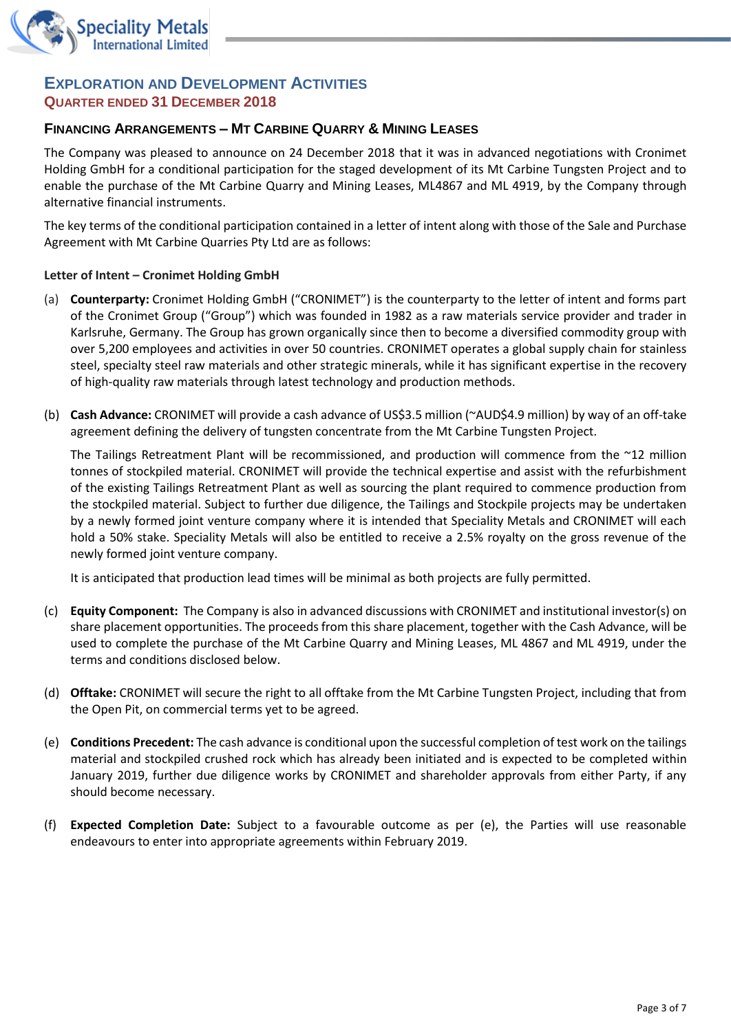## Exploration and Development Activities

### Quarter ended 31 December 2018

### Financing Arrangements – Mt Carbine Quarry & Mining Leases

The Company was pleased to announce on 24 December 2018 that it was in advanced negotiations with Cronimet Holding GmbH for a conditional participation for the staged development of its Mt Carbine Tungsten Project and to enable the purchase of the Mt Carbine Quarry and Mining Leases, ML4867 and ML 4919, by the Company through alternative financial instruments.

The key terms of the conditional participation contained in a letter of intent along with those of the Sale and Purchase Agreement with Mt Carbine Quarries Pty Ltd are as follows:

**Letter of Intent – Cronimet Holding GmbH**

(a) **Counterparty:** Cronimet Holding GmbH ("CRONIMET") is the counterparty to the letter of intent and forms part of the Cronimet Group ("Group") which was founded in 1982 as a raw materials service provider and trader in Karlsruhe, Germany. The Group has grown organically since then to become a diversified commodity group with over 5,200 employees and activities in over 50 countries. CRONIMET operates a global supply chain for stainless steel, specialty steel raw materials and other strategic minerals, while it has significant expertise in the recovery of high-quality raw materials through latest technology and production methods.

(b) **Cash Advance:** CRONIMET will provide a cash advance of US$3.5 million (~AUD$4.9 million) by way of an off-take agreement defining the delivery of tungsten concentrate from the Mt Carbine Tungsten Project.

The Tailings Retreatment Plant will be recommissioned, and production will commence from the ~12 million tonnes of stockpiled material. CRONIMET will provide the technical expertise and assist with the refurbishment of the existing Tailings Retreatment Plant as well as sourcing the plant required to commence production from the stockpiled material. Subject to further due diligence, the Tailings and Stockpile projects may be undertaken by a newly formed joint venture company where it is intended that Speciality Metals and CRONIMET will each hold a 50% stake. Speciality Metals will also be entitled to receive a 2.5% royalty on the gross revenue of the newly formed joint venture company.

It is anticipated that production lead times will be minimal as both projects are fully permitted.

(c) **Equity Component:** The Company is also in advanced discussions with CRONIMET and institutional investor(s) on share placement opportunities. The proceeds from this share placement, together with the Cash Advance, will be used to complete the purchase of the Mt Carbine Quarry and Mining Leases, ML 4867 and ML 4919, under the terms and conditions disclosed below.

(d) **Offtake:** CRONIMET will secure the right to all offtake from the Mt Carbine Tungsten Project, including that from the Open Pit, on commercial terms yet to be agreed.

(e) **Conditions Precedent:** The cash advance is conditional upon the successful completion of test work on the tailings material and stockpiled crushed rock which has already been initiated and is expected to be completed within January 2019, further due diligence works by CRONIMET and shareholder approvals from either Party, if any should become necessary.

(f) **Expected Completion Date:** Subject to a favourable outcome as per (e), the Parties will use reasonable endeavours to enter into appropriate agreements within February 2019.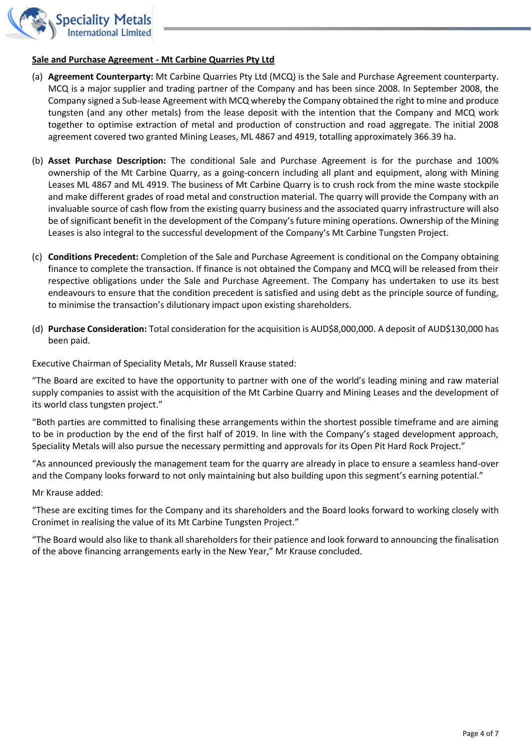**Sale and Purchase Agreement - Mt Carbine Quarries Pty Ltd**

(a) **Agreement Counterparty:** Mt Carbine Quarries Pty Ltd (MCQ) is the Sale and Purchase Agreement counterparty. MCQ is a major supplier and trading partner of the Company and has been since 2008. In September 2008, the Company signed a Sub-lease Agreement with MCQ whereby the Company obtained the right to mine and produce tungsten (and any other metals) from the lease deposit with the intention that the Company and MCQ work together to optimise extraction of metal and production of construction and road aggregate. The initial 2008 agreement covered two granted Mining Leases, ML 4867 and 4919, totalling approximately 366.39 ha.

(b) **Asset Purchase Description:** The conditional Sale and Purchase Agreement is for the purchase and 100% ownership of the Mt Carbine Quarry, as a going-concern including all plant and equipment, along with Mining Leases ML 4867 and ML 4919. The business of Mt Carbine Quarry is to crush rock from the mine waste stockpile and make different grades of road metal and construction material. The quarry will provide the Company with an invaluable source of cash flow from the existing quarry business and the associated quarry infrastructure will also be of significant benefit in the development of the Company's future mining operations. Ownership of the Mining Leases is also integral to the successful development of the Company's Mt Carbine Tungsten Project.

(c) **Conditions Precedent:** Completion of the Sale and Purchase Agreement is conditional on the Company obtaining finance to complete the transaction. If finance is not obtained the Company and MCQ will be released from their respective obligations under the Sale and Purchase Agreement. The Company has undertaken to use its best endeavours to ensure that the condition precedent is satisfied and using debt as the principle source of funding, to minimise the transaction's dilutionary impact upon existing shareholders.

(d) **Purchase Consideration:** Total consideration for the acquisition is AUD$8,000,000. A deposit of AUD$130,000 has been paid.

Executive Chairman of Speciality Metals, Mr Russell Krause stated:

"The Board are excited to have the opportunity to partner with one of the world's leading mining and raw material supply companies to assist with the acquisition of the Mt Carbine Quarry and Mining Leases and the development of its world class tungsten project."

"Both parties are committed to finalising these arrangements within the shortest possible timeframe and are aiming to be in production by the end of the first half of 2019. In line with the Company's staged development approach, Speciality Metals will also pursue the necessary permitting and approvals for its Open Pit Hard Rock Project."

"As announced previously the management team for the quarry are already in place to ensure a seamless hand-over and the Company looks forward to not only maintaining but also building upon this segment's earning potential."

Mr Krause added:

"These are exciting times for the Company and its shareholders and the Board looks forward to working closely with Cronimet in realising the value of its Mt Carbine Tungsten Project."

"The Board would also like to thank all shareholders for their patience and look forward to announcing the finalisation of the above financing arrangements early in the New Year," Mr Krause concluded.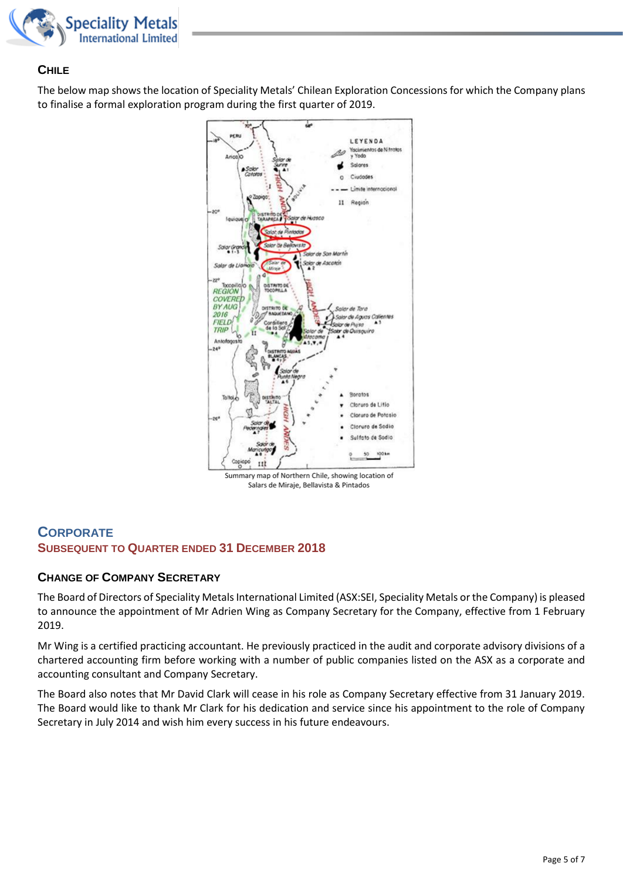## Chile

The below map shows the location of Speciality Metals' Chilean Exploration Concessions for which the Company plans to finalise a formal exploration program during the first quarter of 2019.

Summary map of Northern Chile, showing location of Salars de Miraje, Bellavista & Pintados

# Corporate

## Subsequent to Quarter ended 31 December 2018

### Change of Company Secretary

The Board of Directors of Speciality Metals International Limited (ASX:SEI, Speciality Metals or the Company) is pleased to announce the appointment of Mr Adrien Wing as Company Secretary for the Company, effective from 1 February 2019.

Mr Wing is a certified practicing accountant. He previously practiced in the audit and corporate advisory divisions of a chartered accounting firm before working with a number of public companies listed on the ASX as a corporate and accounting consultant and Company Secretary.

The Board also notes that Mr David Clark will cease in his role as Company Secretary effective from 31 January 2019. The Board would like to thank Mr Clark for his dedication and service since his appointment to the role of Company Secretary in July 2014 and wish him every success in his future endeavours.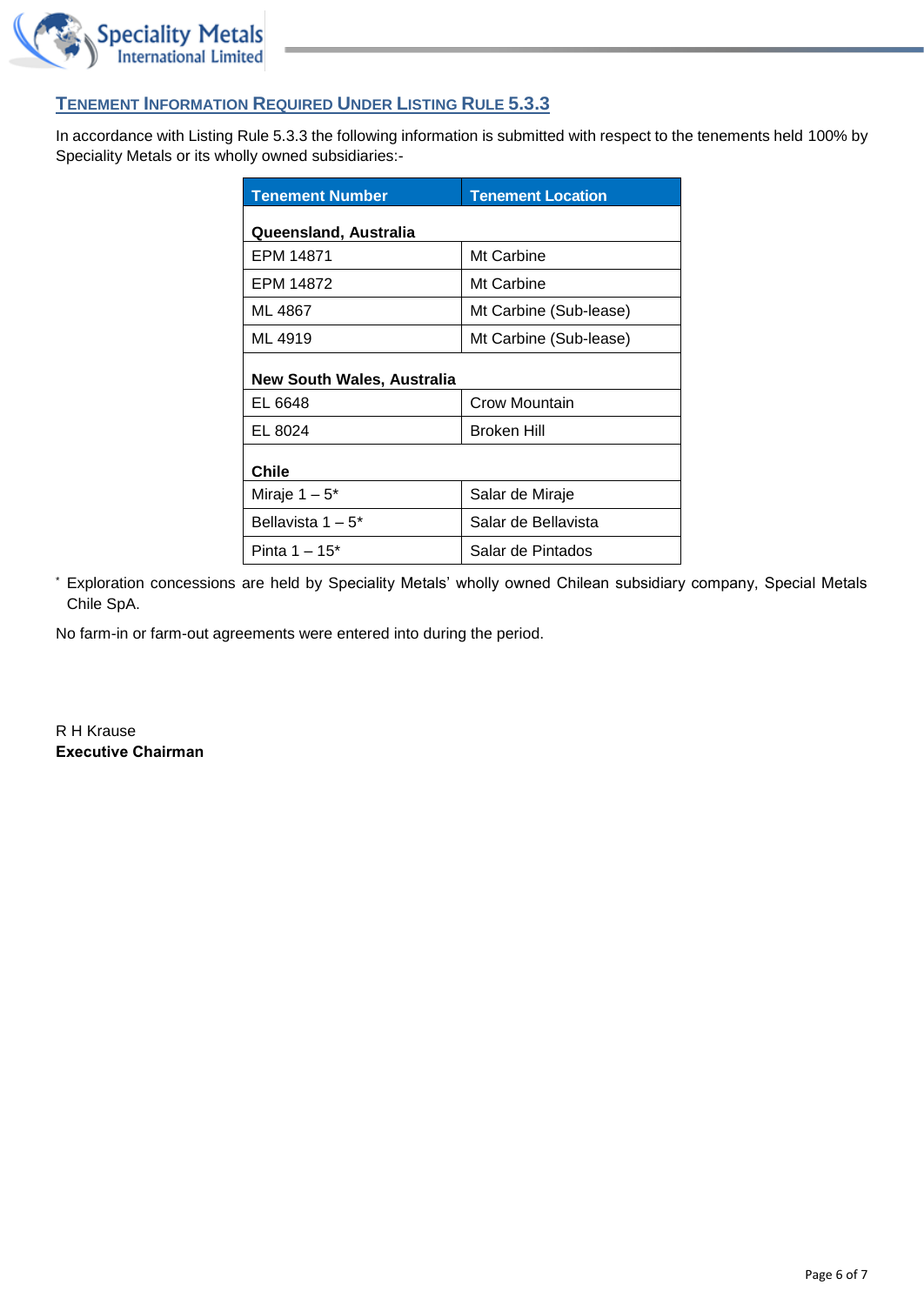## TENEMENT INFORMATION REQUIRED UNDER LISTING RULE 5.3.3

In accordance with Listing Rule 5.3.3 the following information is submitted with respect to the tenements held 100% by Speciality Metals or its wholly owned subsidiaries:-

| Tenement Number | Tenement Location |
|---|---|
| **Queensland, Australia** | |
| EPM 14871 | Mt Carbine |
| EPM 14872 | Mt Carbine |
| ML 4867 | Mt Carbine (Sub-lease) |
| ML 4919 | Mt Carbine (Sub-lease) |
| **New South Wales, Australia** | |
| EL 6648 | Crow Mountain |
| EL 8024 | Broken Hill |
| **Chile** | |
| Miraje 1 – 5* | Salar de Miraje |
| Bellavista 1 – 5* | Salar de Bellavista |
| Pinta 1 – 15* | Salar de Pintados |

* Exploration concessions are held by Speciality Metals' wholly owned Chilean subsidiary company, Special Metals Chile SpA.

No farm-in or farm-out agreements were entered into during the period.

R H Krause
**Executive Chairman**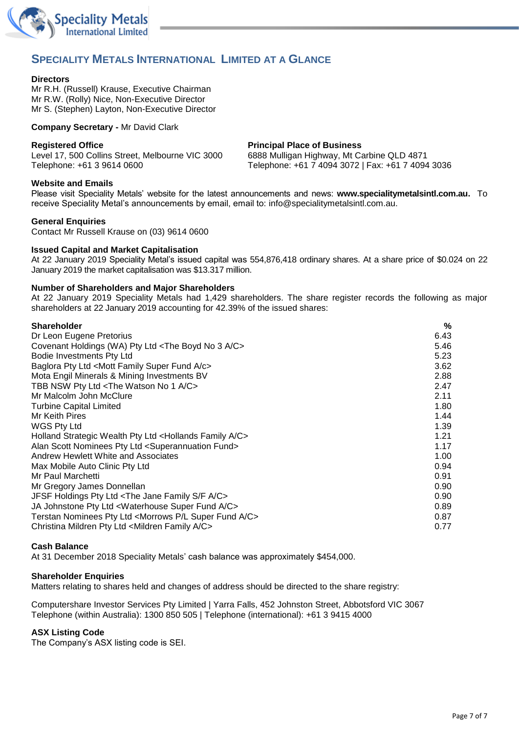## SPECIALITY METALS INTERNATIONAL LIMITED AT A GLANCE

**Directors**
Mr R.H. (Russell) Krause, Executive Chairman
Mr R.W. (Rolly) Nice, Non-Executive Director
Mr S. (Stephen) Layton, Non-Executive Director

**Company Secretary -** Mr David Clark

**Registered Office**
Level 17, 500 Collins Street, Melbourne VIC 3000
Telephone: +61 3 9614 0600

**Principal Place of Business**
6888 Mulligan Highway, Mt Carbine QLD 4871
Telephone: +61 7 4094 3072 | Fax: +61 7 4094 3036

**Website and Emails**
Please visit Speciality Metals' website for the latest announcements and news: **www.specialitymetalsintl.com.au.** To receive Speciality Metal's announcements by email, email to: info@specialitymetalsintl.com.au.

**General Enquiries**
Contact Mr Russell Krause on (03) 9614 0600

**Issued Capital and Market Capitalisation**
At 22 January 2019 Speciality Metal's issued capital was 554,876,418 ordinary shares. At a share price of $0.024 on 22 January 2019 the market capitalisation was $13.317 million.

**Number of Shareholders and Major Shareholders**
At 22 January 2019 Speciality Metals had 1,429 shareholders. The share register records the following as major shareholders at 22 January 2019 accounting for 42.39% of the issued shares:

| Shareholder | % |
|---|---|
| Dr Leon Eugene Pretorius | 6.43 |
| Covenant Holdings (WA) Pty Ltd <The Boyd No 3 A/C> | 5.46 |
| Bodie Investments Pty Ltd | 5.23 |
| Baglora Pty Ltd <Mott Family Super Fund A/c> | 3.62 |
| Mota Engil Minerals & Mining Investments BV | 2.88 |
| TBB NSW Pty Ltd <The Watson No 1 A/C> | 2.47 |
| Mr Malcolm John McClure | 2.11 |
| Turbine Capital Limited | 1.80 |
| Mr Keith Pires | 1.44 |
| WGS Pty Ltd | 1.39 |
| Holland Strategic Wealth Pty Ltd <Hollands Family A/C> | 1.21 |
| Alan Scott Nominees Pty Ltd <Superannuation Fund> | 1.17 |
| Andrew Hewlett White and Associates | 1.00 |
| Max Mobile Auto Clinic Pty Ltd | 0.94 |
| Mr Paul Marchetti | 0.91 |
| Mr Gregory James Donnellan | 0.90 |
| JFSF Holdings Pty Ltd <The Jane Family S/F A/C> | 0.90 |
| JA Johnstone Pty Ltd <Waterhouse Super Fund A/C> | 0.89 |
| Terstan Nominees Pty Ltd <Morrows P/L Super Fund A/C> | 0.87 |
| Christina Mildren Pty Ltd <Mildren Family A/C> | 0.77 |

**Cash Balance**
At 31 December 2018 Speciality Metals' cash balance was approximately $454,000.

**Shareholder Enquiries**
Matters relating to shares held and changes of address should be directed to the share registry:

Computershare Investor Services Pty Limited | Yarra Falls, 452 Johnston Street, Abbotsford VIC 3067
Telephone (within Australia): 1300 850 505 | Telephone (international): +61 3 9415 4000

**ASX Listing Code**
The Company's ASX listing code is SEI.